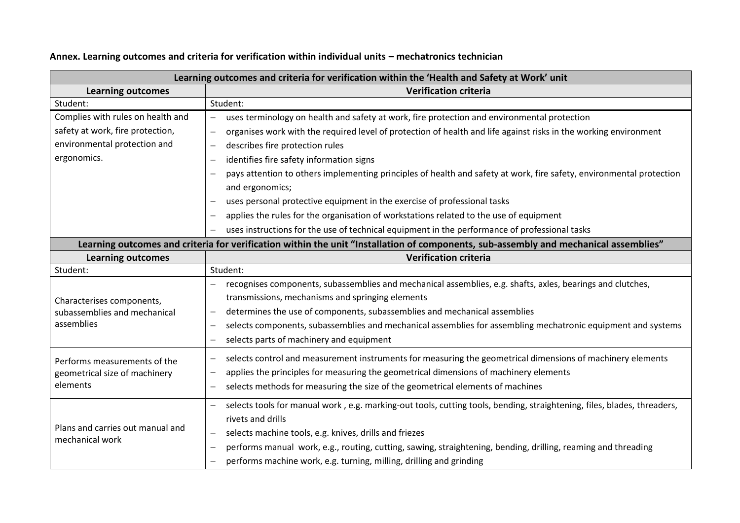**Annex. Learning outcomes and criteria for verification within individual units – mechatronics technician**

| Learning outcomes and criteria for verification within the 'Health and Safety at Work' unit | |
|---|---|
| **Learning outcomes** | **Verification criteria** |
| Student: | Student: |
| Complies with rules on health and safety at work, fire protection, environmental protection and ergonomics. | – uses terminology on health and safety at work, fire protection and environmental protection<br>– organises work with the required level of protection of health and life against risks in the working environment<br>– describes fire protection rules<br>– identifies fire safety information signs<br>– pays attention to others implementing principles of health and safety at work, fire safety, environmental protection and ergonomics;<br>– uses personal protective equipment in the exercise of professional tasks<br>– applies the rules for the organisation of workstations related to the use of equipment<br>– uses instructions for the use of technical equipment in the performance of professional tasks |

| Learning outcomes and criteria for verification within the unit "Installation of components, sub-assembly and mechanical assemblies" | |
|---|---|
| **Learning outcomes** | **Verification criteria** |
| Student: | Student: |
| Characterises components, subassemblies and mechanical assemblies | – recognises components, subassemblies and mechanical assemblies, e.g. shafts, axles, bearings and clutches, transmissions, mechanisms and springing elements<br>– determines the use of components, subassemblies and mechanical assemblies<br>– selects components, subassemblies and mechanical assemblies for assembling mechatronic equipment and systems<br>– selects parts of machinery and equipment |
| Performs measurements of the geometrical size of machinery elements | – selects control and measurement instruments for measuring the geometrical dimensions of machinery elements<br>– applies the principles for measuring the geometrical dimensions of machinery elements<br>– selects methods for measuring the size of the geometrical elements of machines |
| Plans and carries out manual and mechanical work | – selects tools for manual work , e.g. marking-out tools, cutting tools, bending, straightening, files, blades, threaders, rivets and drills<br>– selects machine tools, e.g. knives, drills and friezes<br>– performs manual work, e.g., routing, cutting, sawing, straightening, bending, drilling, reaming and threading<br>– performs machine work, e.g. turning, milling, drilling and grinding |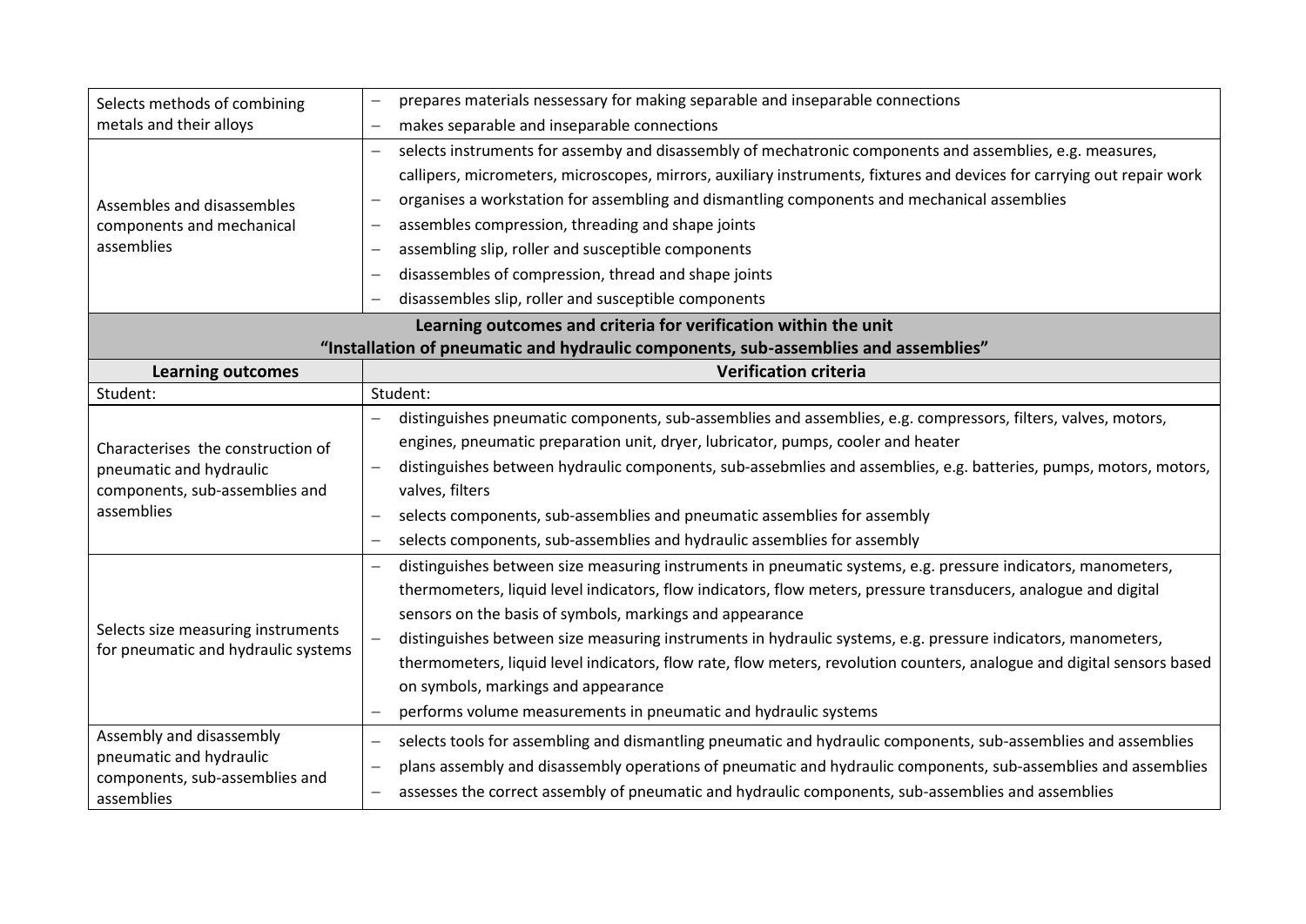| | |
|---|---|
| Selects methods of combining metals and their alloys | – prepares materials nessessary for making separable and inseparable connections<br>– makes separable and inseparable connections |
| Assembles and disassembles components and mechanical assemblies | – selects instruments for assemby and disassembly of mechatronic components and assemblies, e.g. measures, callipers, micrometers, microscopes, mirrors, auxiliary instruments, fixtures and devices for carrying out repair work<br>– organises a workstation for assembling and dismantling components and mechanical assemblies<br>– assembles compression, threading and shape joints<br>– assembling slip, roller and susceptible components<br>– disassembles of compression, thread and shape joints<br>– disassembles slip, roller and susceptible components |
| **Learning outcomes and criteria for verification within the unit "Installation of pneumatic and hydraulic components, sub-assemblies and assemblies"** | |
| **Learning outcomes** | **Verification criteria** |
| Student: | Student: |
| Characterises the construction of pneumatic and hydraulic components, sub-assemblies and assemblies | – distinguishes pneumatic components, sub-assemblies and assemblies, e.g. compressors, filters, valves, motors, engines, pneumatic preparation unit, dryer, lubricator, pumps, cooler and heater<br>– distinguishes between hydraulic components, sub-assebmlies and assemblies, e.g. batteries, pumps, motors, motors, valves, filters<br>– selects components, sub-assemblies and pneumatic assemblies for assembly<br>– selects components, sub-assemblies and hydraulic assemblies for assembly |
| Selects size measuring instruments for pneumatic and hydraulic systems | – distinguishes between size measuring instruments in pneumatic systems, e.g. pressure indicators, manometers, thermometers, liquid level indicators, flow indicators, flow meters, pressure transducers, analogue and digital sensors on the basis of symbols, markings and appearance<br>– distinguishes between size measuring instruments in hydraulic systems, e.g. pressure indicators, manometers, thermometers, liquid level indicators, flow rate, flow meters, revolution counters, analogue and digital sensors based on symbols, markings and appearance<br>– performs volume measurements in pneumatic and hydraulic systems |
| Assembly and disassembly pneumatic and hydraulic components, sub-assemblies and assemblies | – selects tools for assembling and dismantling pneumatic and hydraulic components, sub-assemblies and assemblies<br>– plans assembly and disassembly operations of pneumatic and hydraulic components, sub-assemblies and assemblies<br>– assesses the correct assembly of pneumatic and hydraulic components, sub-assemblies and assemblies |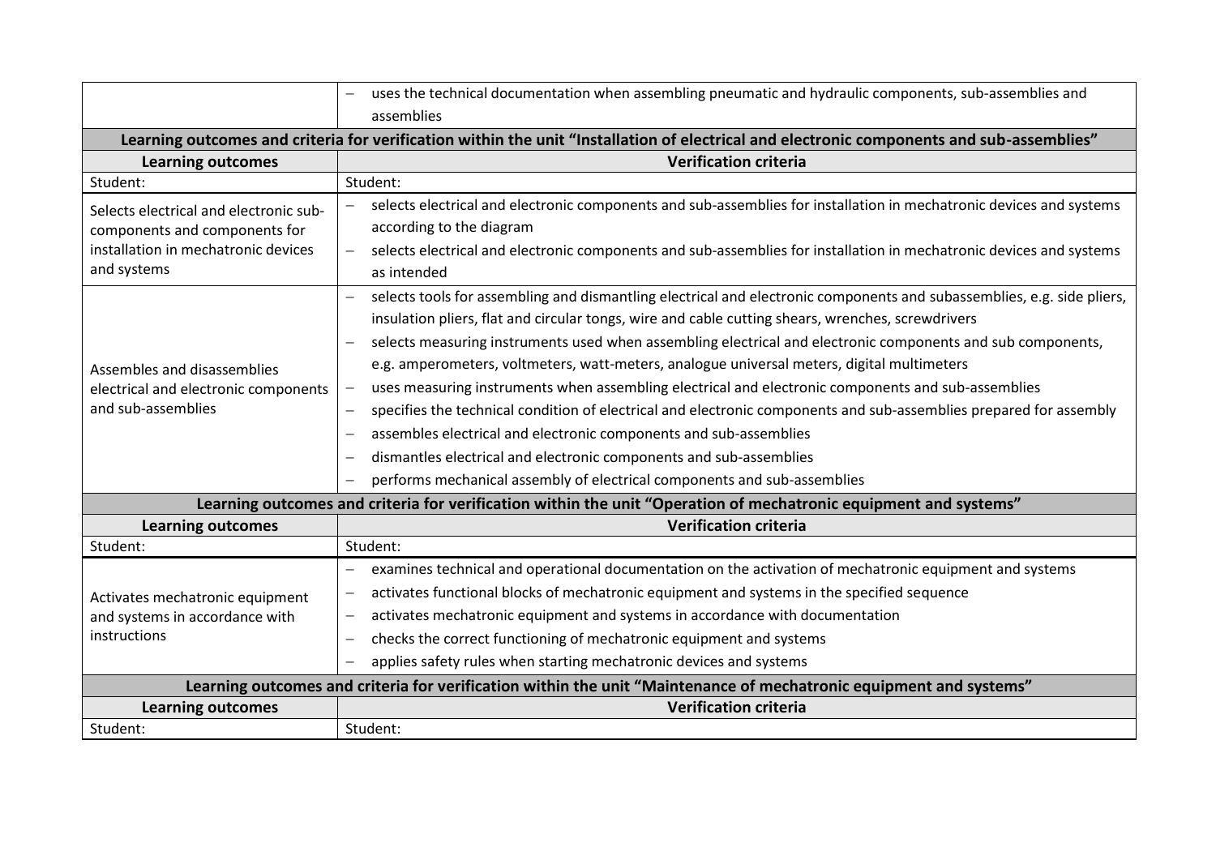| | |
|---|---|
| | – uses the technical documentation when assembling pneumatic and hydraulic components, sub-assemblies and assemblies |

**Learning outcomes and criteria for verification within the unit "Installation of electrical and electronic components and sub-assemblies"**

| Learning outcomes | Verification criteria |
|---|---|
| Student: | Student: |
| Selects electrical and electronic sub-components and components for installation in mechatronic devices and systems | – selects electrical and electronic components and sub-assemblies for installation in mechatronic devices and systems according to the diagram<br>– selects electrical and electronic components and sub-assemblies for installation in mechatronic devices and systems as intended |
| Assembles and disassemblies electrical and electronic components and sub-assemblies | – selects tools for assembling and dismantling electrical and electronic components and subassemblies, e.g. side pliers, insulation pliers, flat and circular tongs, wire and cable cutting shears, wrenches, screwdrivers<br>– selects measuring instruments used when assembling electrical and electronic components and sub components, e.g. amperometers, voltmeters, watt-meters, analogue universal meters, digital multimeters<br>– uses measuring instruments when assembling electrical and electronic components and sub-assemblies<br>– specifies the technical condition of electrical and electronic components and sub-assemblies prepared for assembly<br>– assembles electrical and electronic components and sub-assemblies<br>– dismantles electrical and electronic components and sub-assemblies<br>– performs mechanical assembly of electrical components and sub-assemblies |

**Learning outcomes and criteria for verification within the unit "Operation of mechatronic equipment and systems"**

| Learning outcomes | Verification criteria |
|---|---|
| Student: | Student: |
| Activates mechatronic equipment and systems in accordance with instructions | – examines technical and operational documentation on the activation of mechatronic equipment and systems<br>– activates functional blocks of mechatronic equipment and systems in the specified sequence<br>– activates mechatronic equipment and systems in accordance with documentation<br>– checks the correct functioning of mechatronic equipment and systems<br>– applies safety rules when starting mechatronic devices and systems |

**Learning outcomes and criteria for verification within the unit "Maintenance of mechatronic equipment and systems"**

| Learning outcomes | Verification criteria |
|---|---|
| Student: | Student: |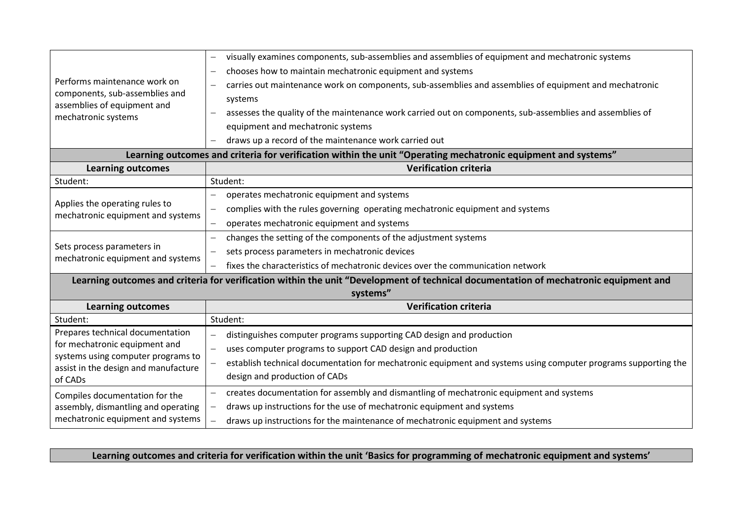| | |
|---|---|
| Performs maintenance work on components, sub-assemblies and assemblies of equipment and mechatronic systems | – visually examines components, sub-assemblies and assemblies of equipment and mechatronic systems<br>– chooses how to maintain mechatronic equipment and systems<br>– carries out maintenance work on components, sub-assemblies and assemblies of equipment and mechatronic systems<br>– assesses the quality of the maintenance work carried out on components, sub-assemblies and assemblies of equipment and mechatronic systems<br>– draws up a record of the maintenance work carried out |

**Learning outcomes and criteria for verification within the unit "Operating mechatronic equipment and systems"**

| Learning outcomes | Verification criteria |
|---|---|
| Student: | Student: |
| Applies the operating rules to mechatronic equipment and systems | – operates mechatronic equipment and systems<br>– complies with the rules governing operating mechatronic equipment and systems<br>– operates mechatronic equipment and systems |
| Sets process parameters in mechatronic equipment and systems | – changes the setting of the components of the adjustment systems<br>– sets process parameters in mechatronic devices<br>– fixes the characteristics of mechatronic devices over the communication network |

**Learning outcomes and criteria for verification within the unit "Development of technical documentation of mechatronic equipment and systems"**

| Learning outcomes | Verification criteria |
|---|---|
| Student: | Student: |
| Prepares technical documentation for mechatronic equipment and systems using computer programs to assist in the design and manufacture of CADs | – distinguishes computer programs supporting CAD design and production<br>– uses computer programs to support CAD design and production<br>– establish technical documentation for mechatronic equipment and systems using computer programs supporting the design and production of CADs |
| Compiles documentation for the assembly, dismantling and operating mechatronic equipment and systems | – creates documentation for assembly and dismantling of mechatronic equipment and systems<br>– draws up instructions for the use of mechatronic equipment and systems<br>– draws up instructions for the maintenance of mechatronic equipment and systems |

**Learning outcomes and criteria for verification within the unit 'Basics for programming of mechatronic equipment and systems'**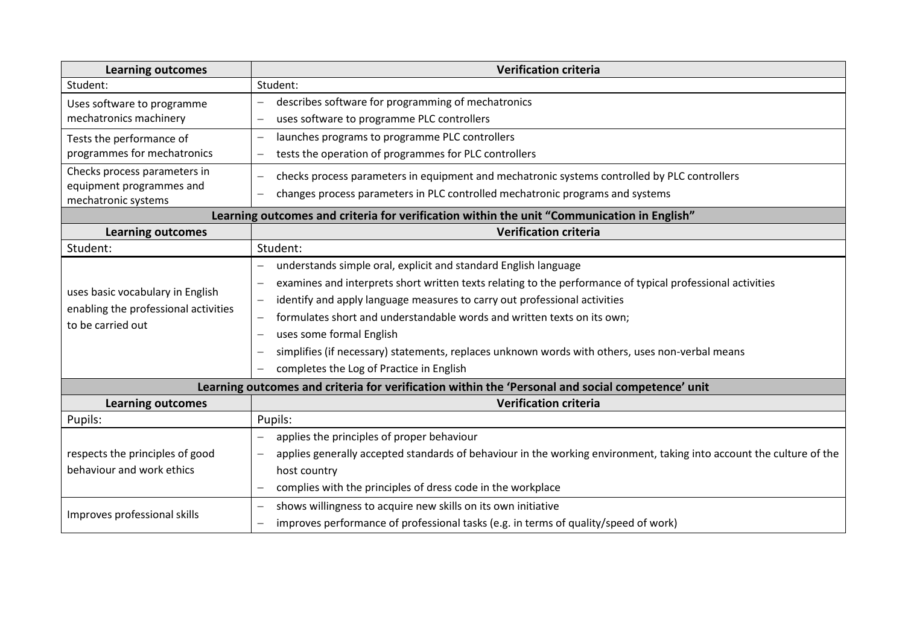| Learning outcomes | Verification criteria |
|---|---|
| Student: | Student: |
| Uses software to programme mechatronics machinery | – describes software for programming of mechatronics<br>– uses software to programme PLC controllers |
| Tests the performance of programmes for mechatronics | – launches programs to programme PLC controllers<br>– tests the operation of programmes for PLC controllers |
| Checks process parameters in equipment programmes and mechatronic systems | – checks process parameters in equipment and mechatronic systems controlled by PLC controllers<br>– changes process parameters in PLC controlled mechatronic programs and systems |

**Learning outcomes and criteria for verification within the unit "Communication in English"**

| Learning outcomes | Verification criteria |
|---|---|
| Student: | Student: |
| uses basic vocabulary in English enabling the professional activities to be carried out | – understands simple oral, explicit and standard English language<br>– examines and interprets short written texts relating to the performance of typical professional activities<br>– identify and apply language measures to carry out professional activities<br>– formulates short and understandable words and written texts on its own;<br>– uses some formal English<br>– simplifies (if necessary) statements, replaces unknown words with others, uses non-verbal means<br>– completes the Log of Practice in English |

**Learning outcomes and criteria for verification within the 'Personal and social competence' unit**

| Learning outcomes | Verification criteria |
|---|---|
| Pupils: | Pupils: |
| respects the principles of good behaviour and work ethics | – applies the principles of proper behaviour<br>– applies generally accepted standards of behaviour in the working environment, taking into account the culture of the host country<br>– complies with the principles of dress code in the workplace |
| Improves professional skills | – shows willingness to acquire new skills on its own initiative<br>– improves performance of professional tasks (e.g. in terms of quality/speed of work) |